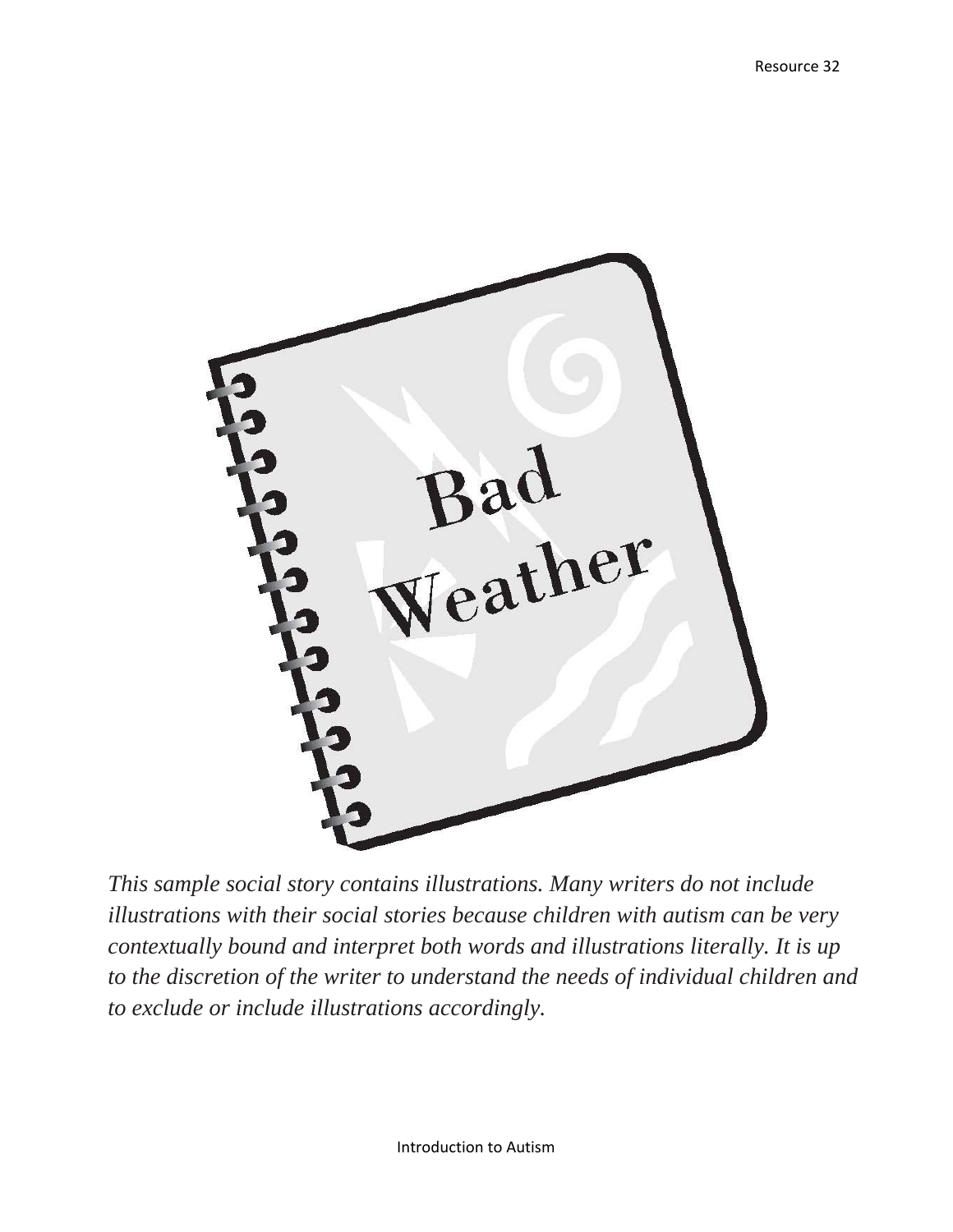# Bad Weather

*This sample social story contains illustrations. Many writers do not include illustrations with their social stories because children with autism can be very contextually bound and interpret both words and illustrations literally. It is up to the discretion of the writer to understand the needs of individual children and to exclude or include illustrations accordingly.*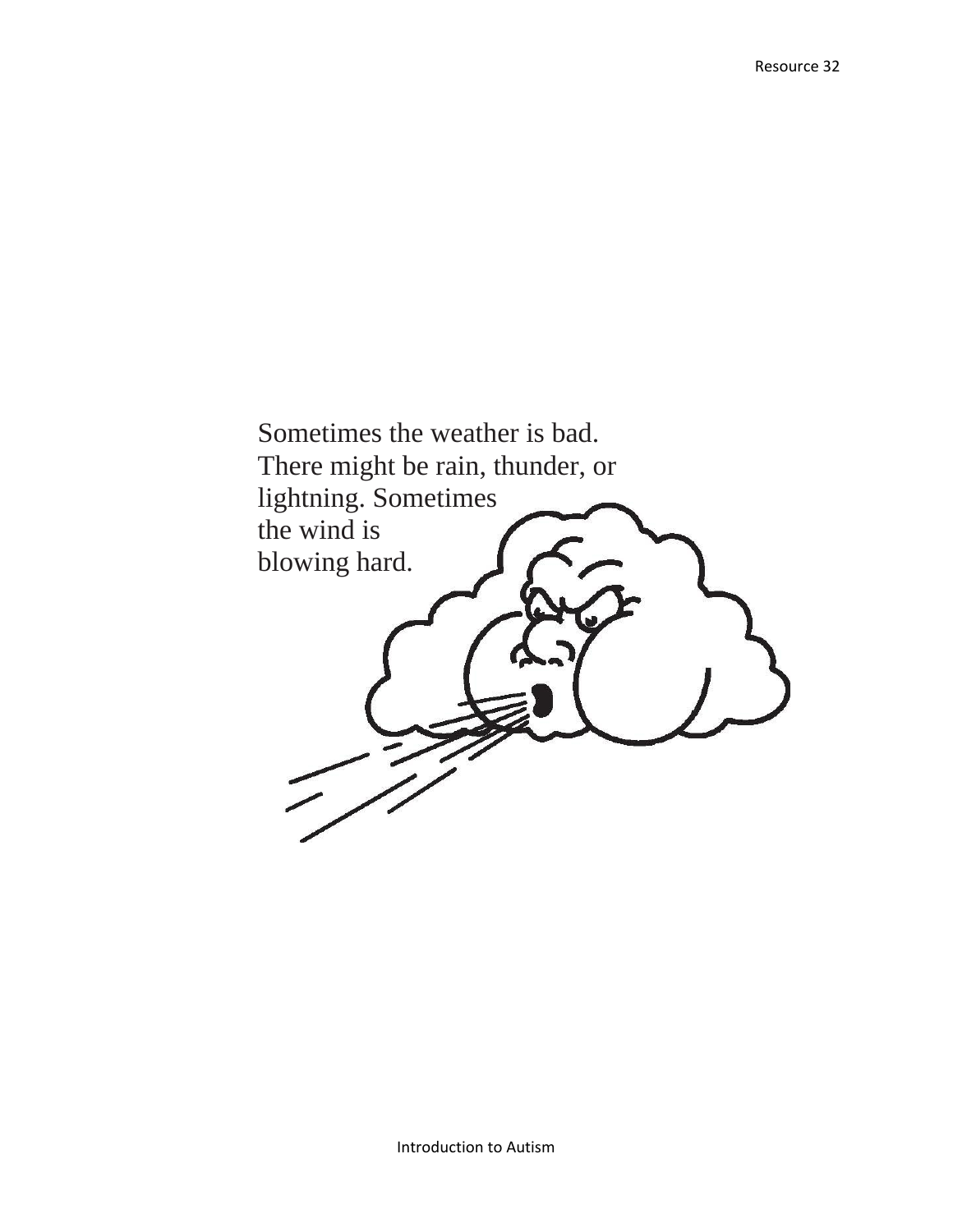Sometimes the weather is bad. There might be rain, thunder, or lightning. Sometimes the wind is blowing hard.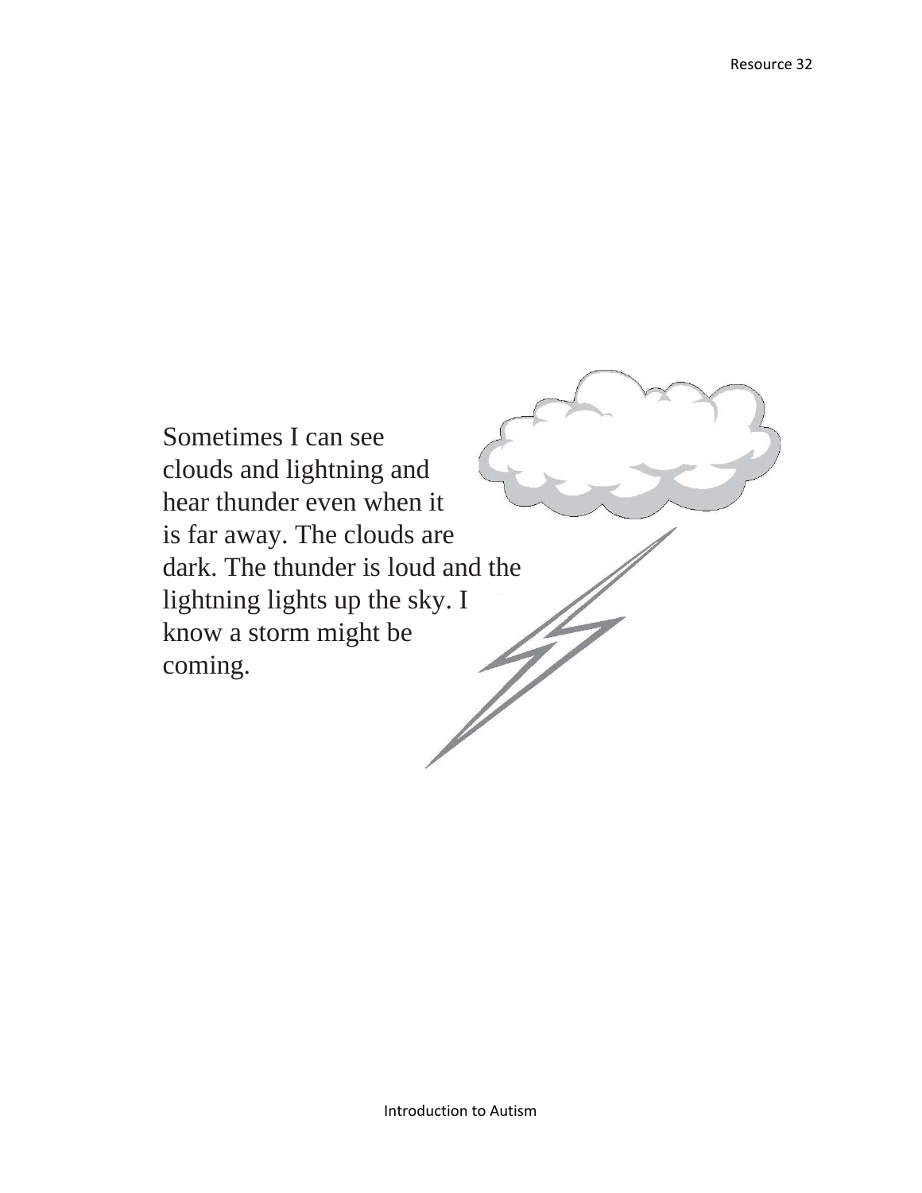Sometimes I can see clouds and lightning and hear thunder even when it is far away. The clouds are dark. The thunder is loud and the lightning lights up the sky. I know a storm might be coming.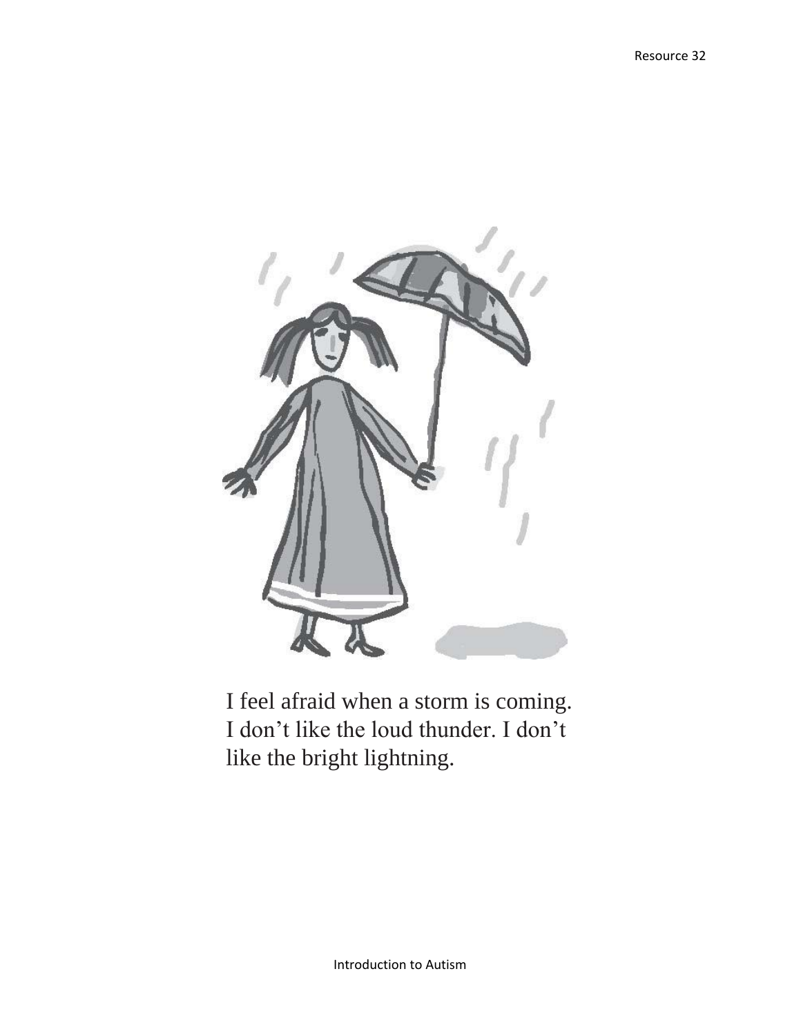I feel afraid when a storm is coming. I don’t like the loud thunder. I don’t like the bright lightning.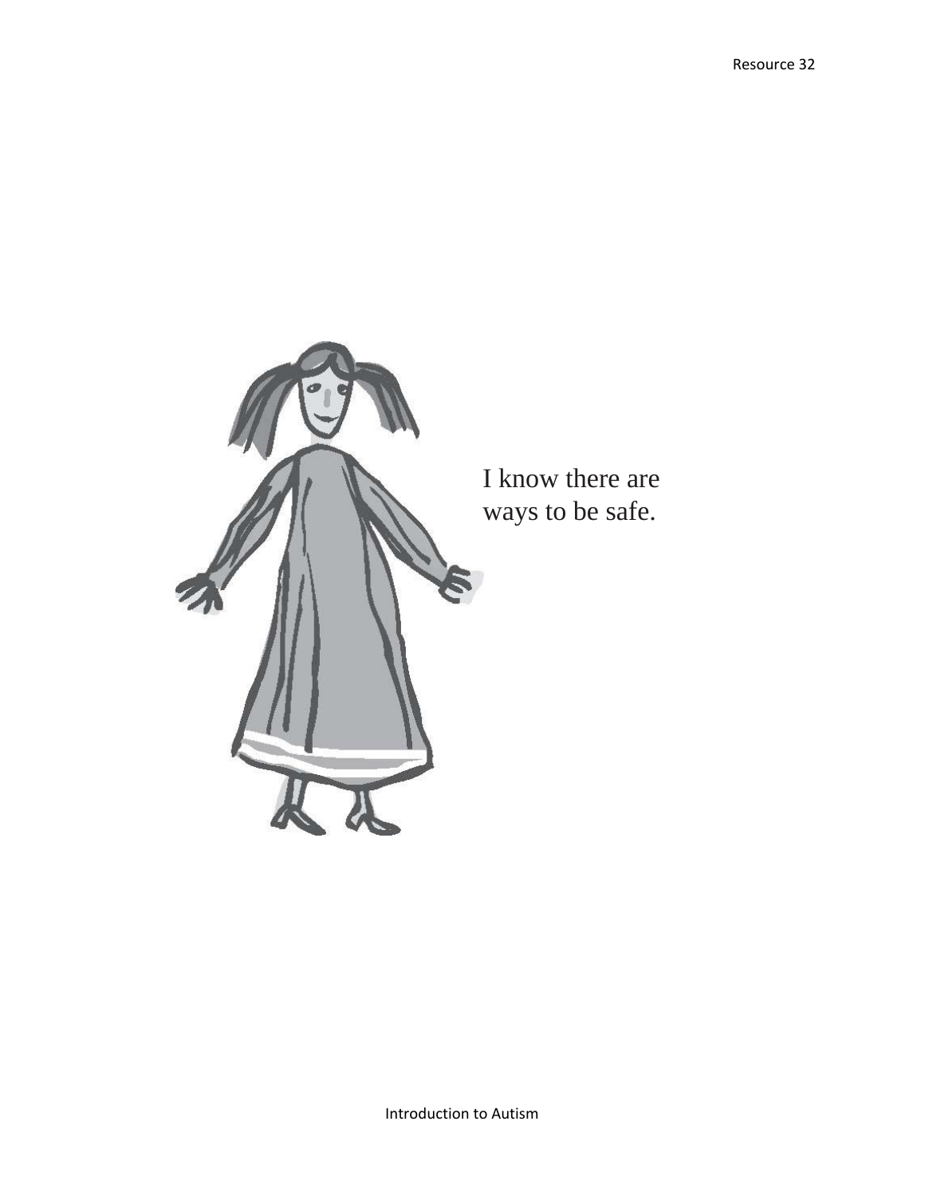I know there are ways to be safe.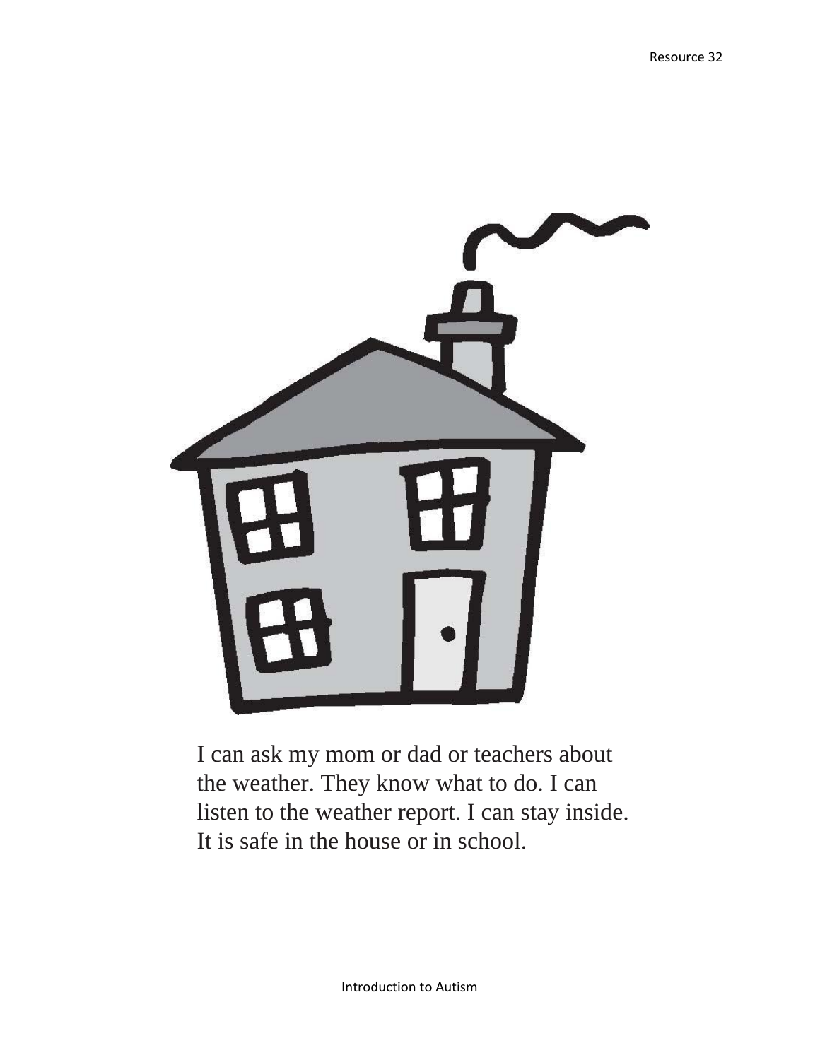I can ask my mom or dad or teachers about the weather. They know what to do. I can listen to the weather report. I can stay inside. It is safe in the house or in school.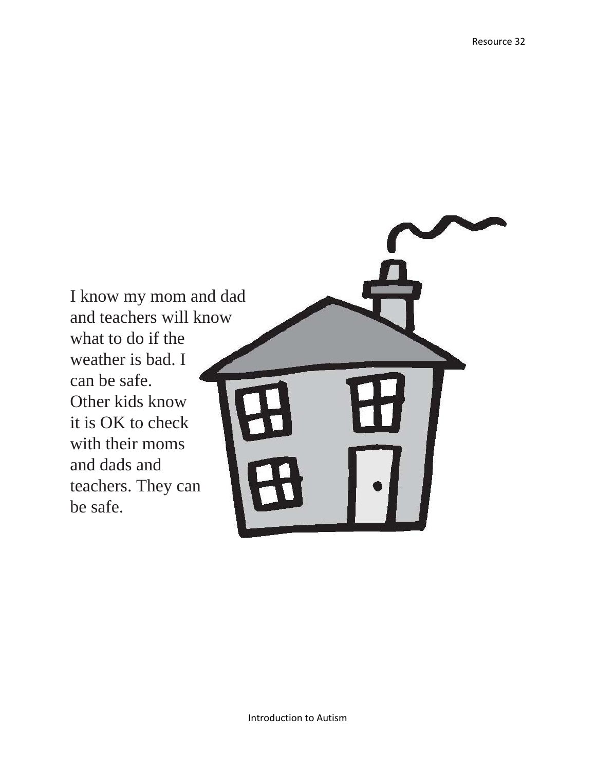I know my mom and dad and teachers will know what to do if the weather is bad. I can be safe. Other kids know it is OK to check with their moms and dads and teachers. They can be safe.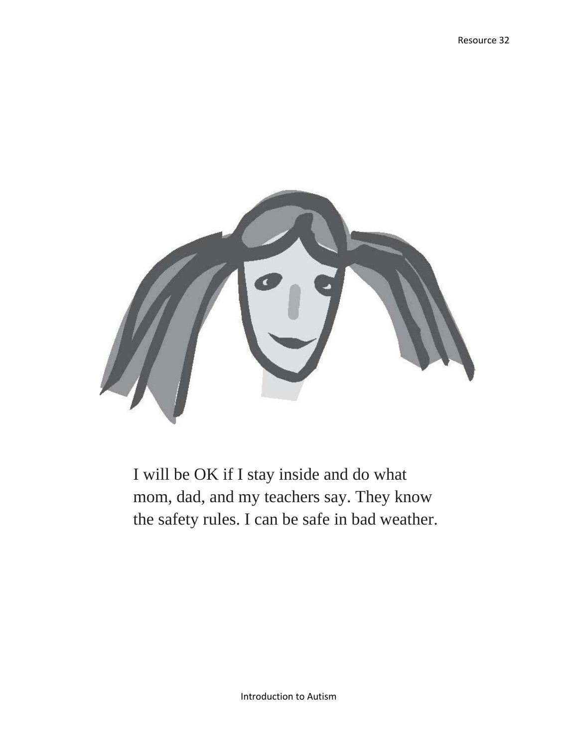I will be OK if I stay inside and do what mom, dad, and my teachers say. They know the safety rules. I can be safe in bad weather.